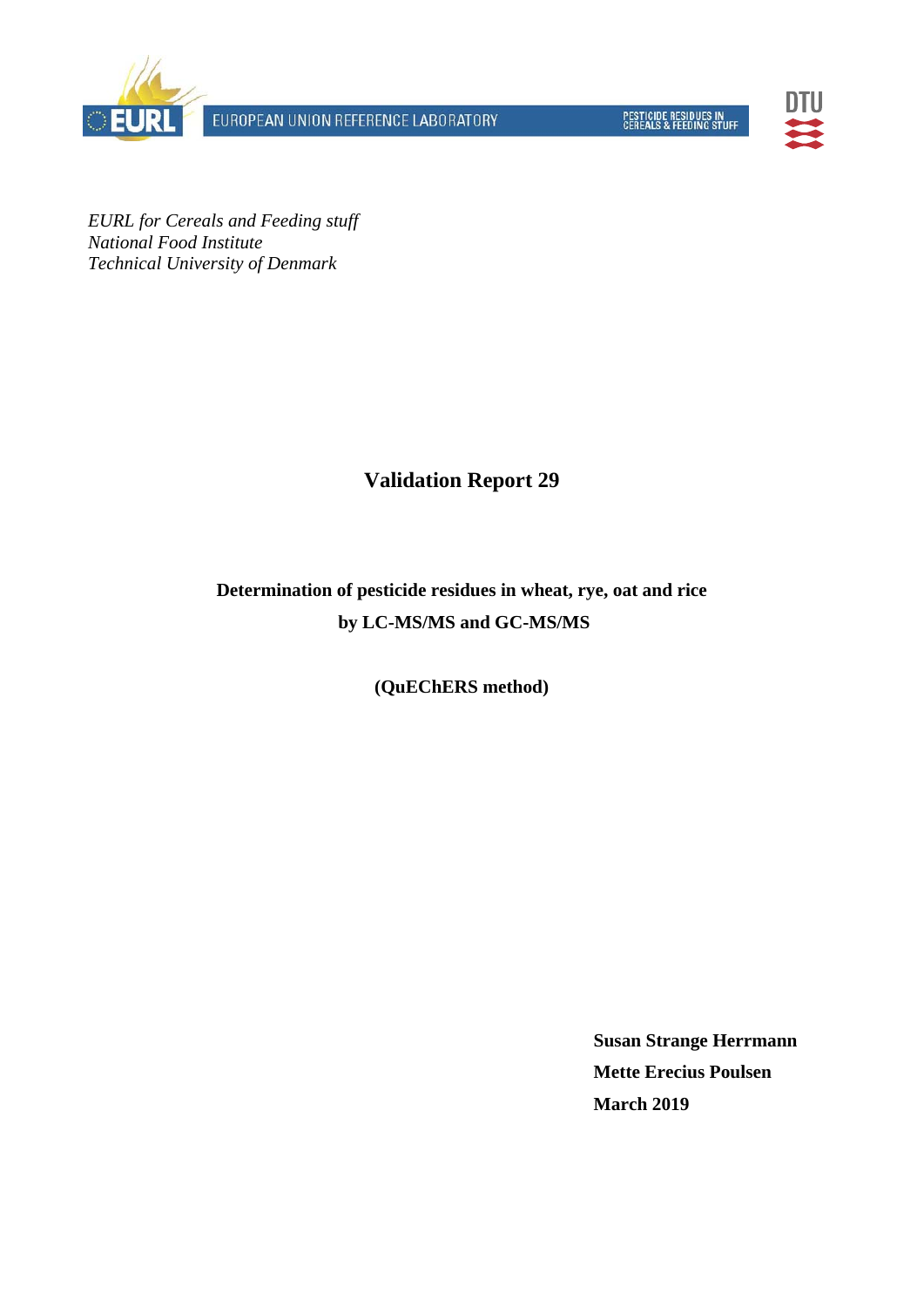EUROPEAN UNION REFERENCE LABORATORY

PESTICIDE RESIDUES IN CEREALS & FEEDING STUFF

*EURL for Cereals and Feeding stuff*
*National Food Institute*
*Technical University of Denmark*

# Validation Report 29

## Determination of pesticide residues in wheat, rye, oat and rice by LC-MS/MS and GC-MS/MS

**(QuEChERS method)**

**Susan Strange Herrmann**
**Mette Erecius Poulsen**
**March 2019**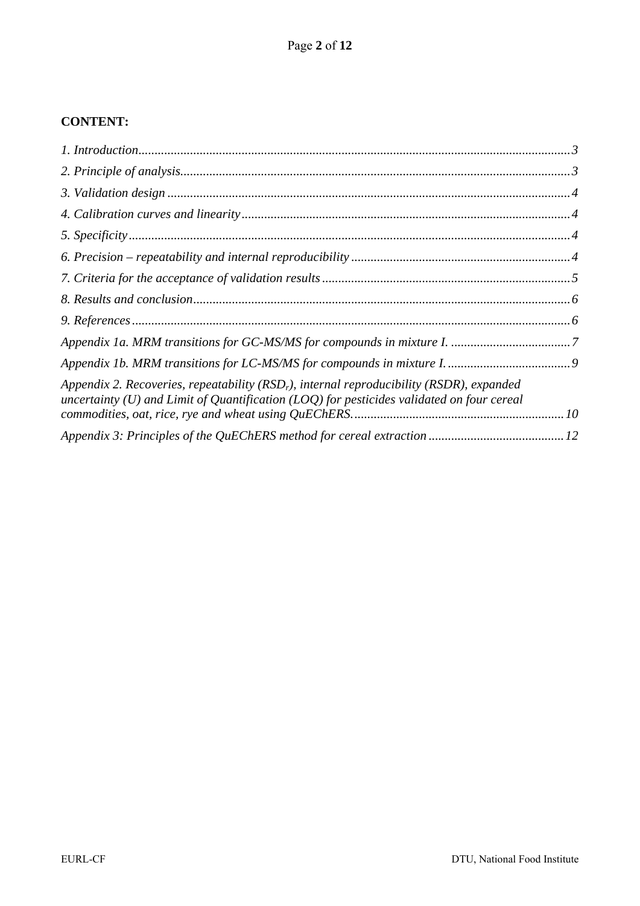**CONTENT:**

*1. Introduction*.....3
*2. Principle of analysis*.....3
*3. Validation design*.....4
*4. Calibration curves and linearity*.....4
*5. Specificity*.....4
*6. Precision – repeatability and internal reproducibility*.....4
*7. Criteria for the acceptance of validation results*.....5
*8. Results and conclusion*.....6
*9. References*.....6
*Appendix 1a. MRM transitions for GC-MS/MS for compounds in mixture I.*.....7
*Appendix 1b. MRM transitions for LC-MS/MS for compounds in mixture I.*.....9
*Appendix 2. Recoveries, repeatability ($RSD_r$), internal reproducibility (RSDR), expanded uncertainty (U) and Limit of Quantification (LOQ) for pesticides validated on four cereal commodities, oat, rice, rye and wheat using QuEChERS.*.....10
*Appendix 3: Principles of the QuEChERS method for cereal extraction*.....12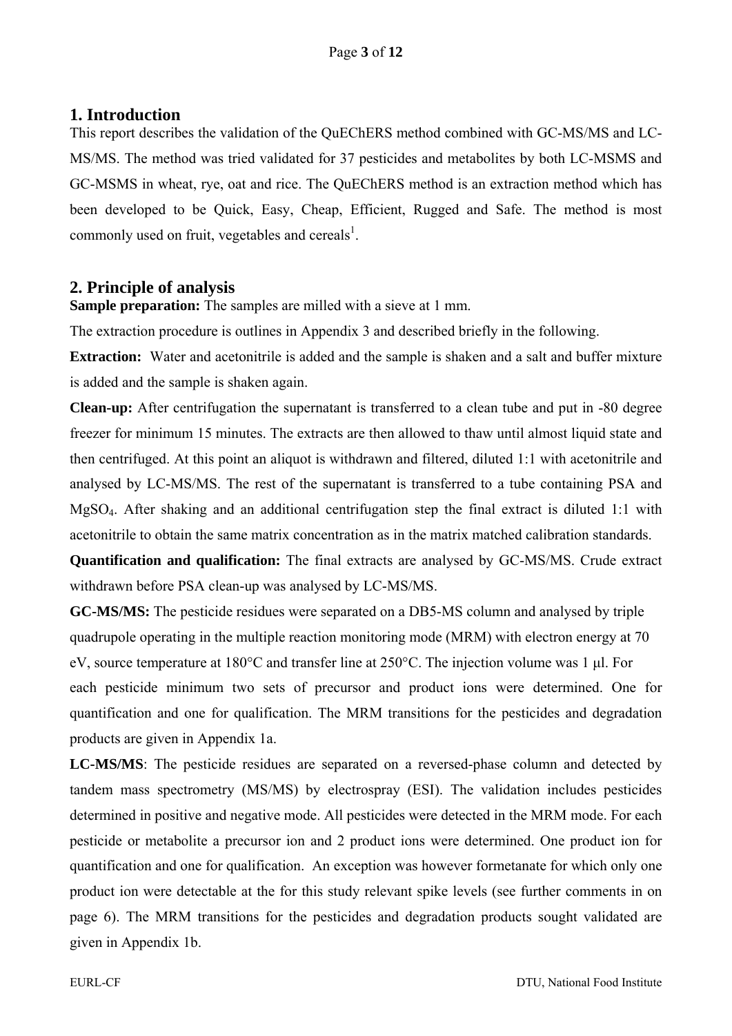## 1. Introduction

This report describes the validation of the QuEChERS method combined with GC-MS/MS and LC-MS/MS. The method was tried validated for 37 pesticides and metabolites by both LC-MSMS and GC-MSMS in wheat, rye, oat and rice. The QuEChERS method is an extraction method which has been developed to be Quick, Easy, Cheap, Efficient, Rugged and Safe. The method is most commonly used on fruit, vegetables and cereals[1].

## 2. Principle of analysis

**Sample preparation:** The samples are milled with a sieve at 1 mm.

The extraction procedure is outlines in Appendix 3 and described briefly in the following.

**Extraction:** Water and acetonitrile is added and the sample is shaken and a salt and buffer mixture is added and the sample is shaken again.

**Clean-up:** After centrifugation the supernatant is transferred to a clean tube and put in -80 degree freezer for minimum 15 minutes. The extracts are then allowed to thaw until almost liquid state and then centrifuged. At this point an aliquot is withdrawn and filtered, diluted 1:1 with acetonitrile and analysed by LC-MS/MS. The rest of the supernatant is transferred to a tube containing PSA and $MgSO_4$. After shaking and an additional centrifugation step the final extract is diluted 1:1 with acetonitrile to obtain the same matrix concentration as in the matrix matched calibration standards.

**Quantification and qualification:** The final extracts are analysed by GC-MS/MS. Crude extract withdrawn before PSA clean-up was analysed by LC-MS/MS.

**GC-MS/MS:** The pesticide residues were separated on a DB5-MS column and analysed by triple quadrupole operating in the multiple reaction monitoring mode (MRM) with electron energy at 70 eV, source temperature at 180°C and transfer line at 250°C. The injection volume was 1 µl. For each pesticide minimum two sets of precursor and product ions were determined. One for quantification and one for qualification. The MRM transitions for the pesticides and degradation products are given in Appendix 1a.

**LC-MS/MS**: The pesticide residues are separated on a reversed-phase column and detected by tandem mass spectrometry (MS/MS) by electrospray (ESI). The validation includes pesticides determined in positive and negative mode. All pesticides were detected in the MRM mode. For each pesticide or metabolite a precursor ion and 2 product ions were determined. One product ion for quantification and one for qualification. An exception was however formetanate for which only one product ion were detectable at the for this study relevant spike levels (see further comments in on page 6). The MRM transitions for the pesticides and degradation products sought validated are given in Appendix 1b.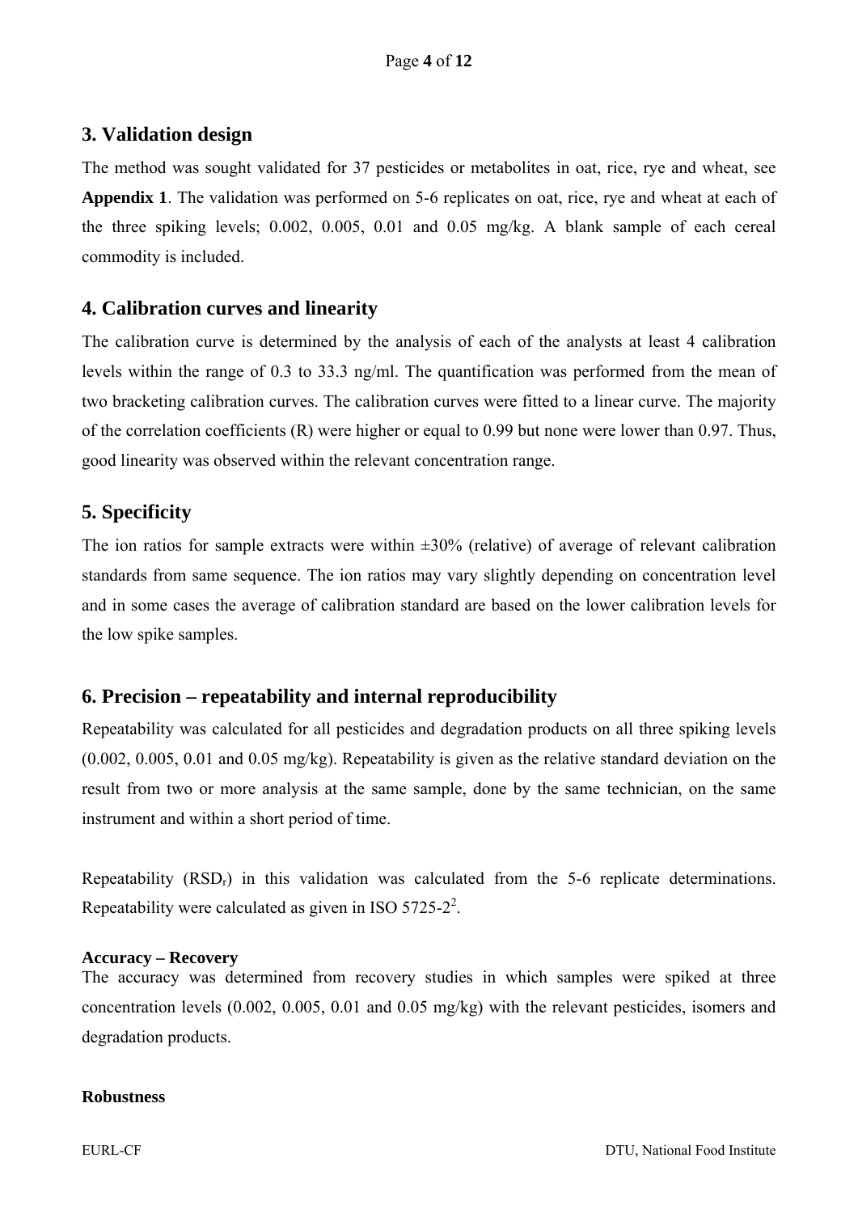## 3. Validation design

The method was sought validated for 37 pesticides or metabolites in oat, rice, rye and wheat, see **Appendix 1**. The validation was performed on 5-6 replicates on oat, rice, rye and wheat at each of the three spiking levels; 0.002, 0.005, 0.01 and 0.05 mg/kg. A blank sample of each cereal commodity is included.

## 4. Calibration curves and linearity

The calibration curve is determined by the analysis of each of the analysts at least 4 calibration levels within the range of 0.3 to 33.3 ng/ml. The quantification was performed from the mean of two bracketing calibration curves. The calibration curves were fitted to a linear curve. The majority of the correlation coefficients (R) were higher or equal to 0.99 but none were lower than 0.97. Thus, good linearity was observed within the relevant concentration range.

## 5. Specificity

The ion ratios for sample extracts were within ±30% (relative) of average of relevant calibration standards from same sequence. The ion ratios may vary slightly depending on concentration level and in some cases the average of calibration standard are based on the lower calibration levels for the low spike samples.

## 6. Precision – repeatability and internal reproducibility

Repeatability was calculated for all pesticides and degradation products on all three spiking levels (0.002, 0.005, 0.01 and 0.05 mg/kg). Repeatability is given as the relative standard deviation on the result from two or more analysis at the same sample, done by the same technician, on the same instrument and within a short period of time.

Repeatability ($RSD_r$) in this validation was calculated from the 5-6 replicate determinations. Repeatability were calculated as given in ISO 5725-2[2].

### Accuracy – Recovery

The accuracy was determined from recovery studies in which samples were spiked at three concentration levels (0.002, 0.005, 0.01 and 0.05 mg/kg) with the relevant pesticides, isomers and degradation products.

### Robustness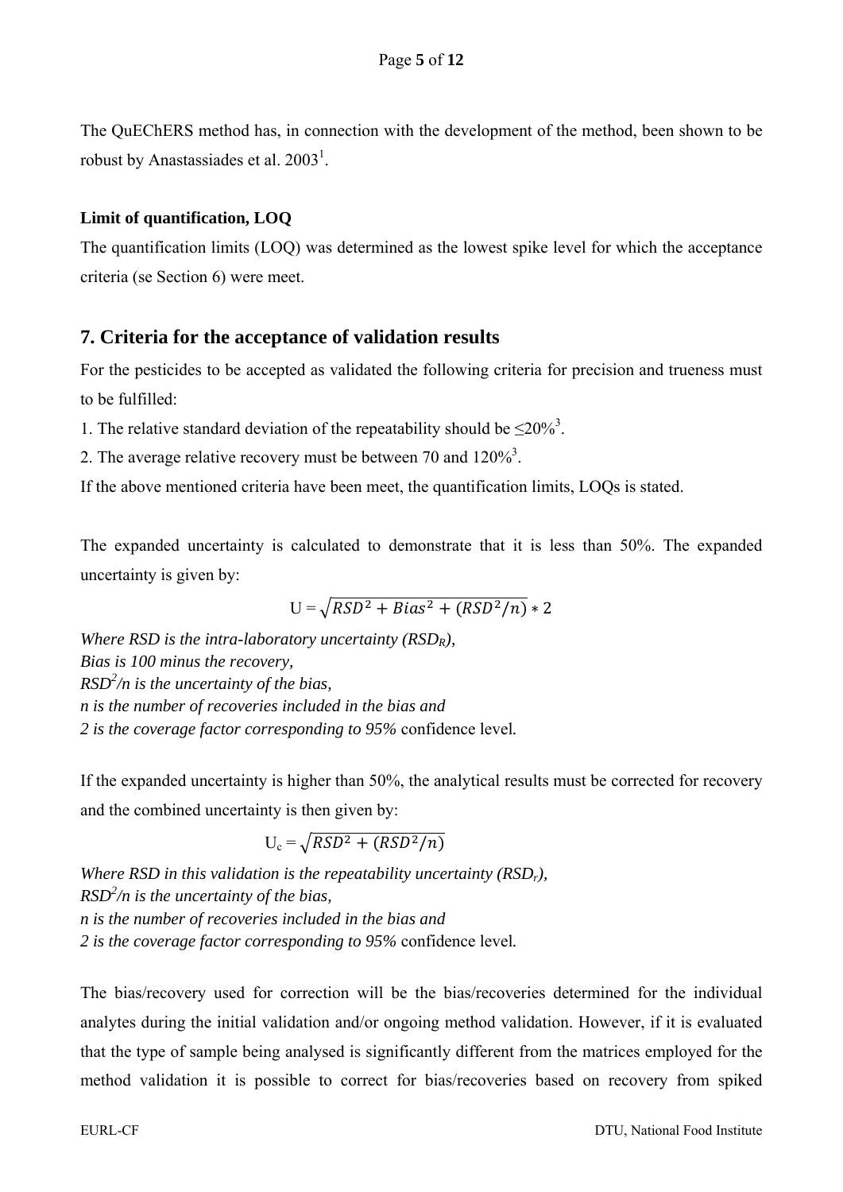The QuEChERS method has, in connection with the development of the method, been shown to be robust by Anastassiades et al. 2003[1].

**Limit of quantification, LOQ**

The quantification limits (LOQ) was determined as the lowest spike level for which the acceptance criteria (se Section 6) were meet.

## 7. Criteria for the acceptance of validation results

For the pesticides to be accepted as validated the following criteria for precision and trueness must to be fulfilled:

1. The relative standard deviation of the repeatability should be ≤20%[3].
2. The average relative recovery must be between 70 and 120%[3].

If the above mentioned criteria have been meet, the quantification limits, LOQs is stated.

The expanded uncertainty is calculated to demonstrate that it is less than 50%. The expanded uncertainty is given by:

$$U = \sqrt{RSD^2 + Bias^2 + (RSD^2/n)} * 2$$

*Where RSD is the intra-laboratory uncertainty ($RSD_R$),*
*Bias is 100 minus the recovery,*
*$RSD^2/n$ is the uncertainty of the bias,*
*n is the number of recoveries included in the bias and*
*2 is the coverage factor corresponding to 95%* confidence level*.*

If the expanded uncertainty is higher than 50%, the analytical results must be corrected for recovery and the combined uncertainty is then given by:

$$U_c = \sqrt{RSD^2 + (RSD^2/n)}$$

*Where RSD in this validation is the repeatability uncertainty ($RSD_r$),*
*$RSD^2/n$ is the uncertainty of the bias,*
*n is the number of recoveries included in the bias and*
*2 is the coverage factor corresponding to 95%* confidence level*.*

The bias/recovery used for correction will be the bias/recoveries determined for the individual analytes during the initial validation and/or ongoing method validation. However, if it is evaluated that the type of sample being analysed is significantly different from the matrices employed for the method validation it is possible to correct for bias/recoveries based on recovery from spiked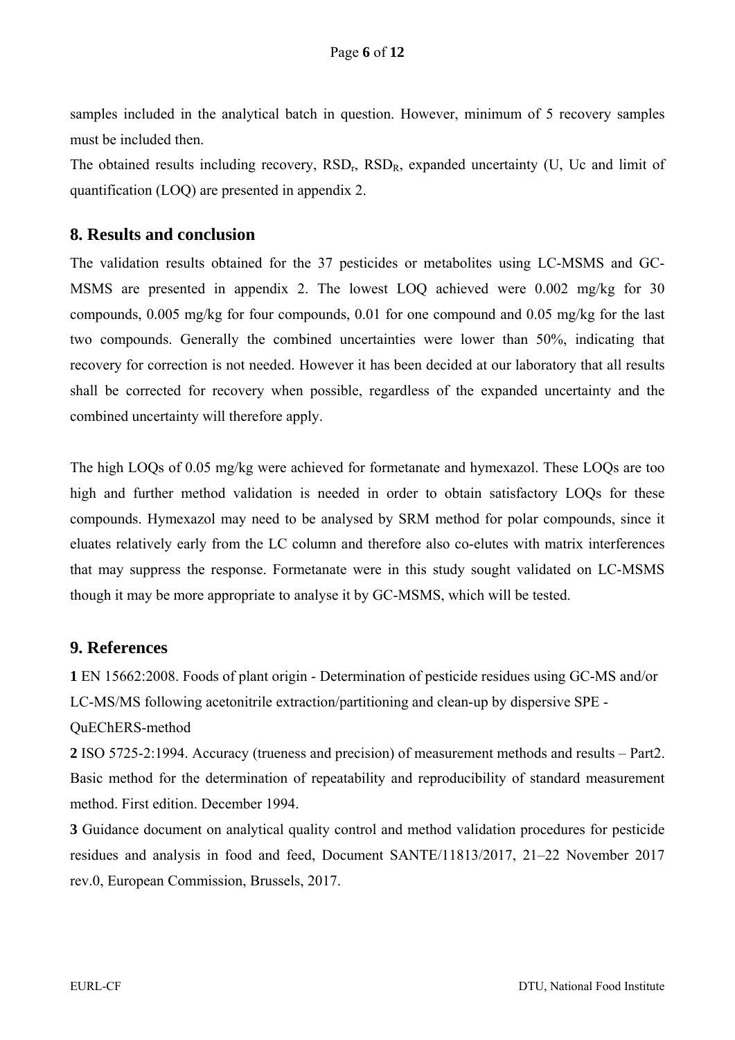samples included in the analytical batch in question. However, minimum of 5 recovery samples must be included then.

The obtained results including recovery, $RSD_r$, $RSD_R$, expanded uncertainty (U, Uc and limit of quantification (LOQ) are presented in appendix 2.

## 8. Results and conclusion

The validation results obtained for the 37 pesticides or metabolites using LC-MSMS and GC-MSMS are presented in appendix 2. The lowest LOQ achieved were 0.002 mg/kg for 30 compounds, 0.005 mg/kg for four compounds, 0.01 for one compound and 0.05 mg/kg for the last two compounds. Generally the combined uncertainties were lower than 50%, indicating that recovery for correction is not needed. However it has been decided at our laboratory that all results shall be corrected for recovery when possible, regardless of the expanded uncertainty and the combined uncertainty will therefore apply.

The high LOQs of 0.05 mg/kg were achieved for formetanate and hymexazol. These LOQs are too high and further method validation is needed in order to obtain satisfactory LOQs for these compounds. Hymexazol may need to be analysed by SRM method for polar compounds, since it eluates relatively early from the LC column and therefore also co-elutes with matrix interferences that may suppress the response. Formetanate were in this study sought validated on LC-MSMS though it may be more appropriate to analyse it by GC-MSMS, which will be tested.

## 9. References

**1** EN 15662:2008. Foods of plant origin - Determination of pesticide residues using GC-MS and/or LC-MS/MS following acetonitrile extraction/partitioning and clean-up by dispersive SPE - QuEChERS-method

**2** ISO 5725-2:1994. Accuracy (trueness and precision) of measurement methods and results – Part2. Basic method for the determination of repeatability and reproducibility of standard measurement method. First edition. December 1994.

**3** Guidance document on analytical quality control and method validation procedures for pesticide residues and analysis in food and feed, Document SANTE/11813/2017, 21–22 November 2017 rev.0, European Commission, Brussels, 2017.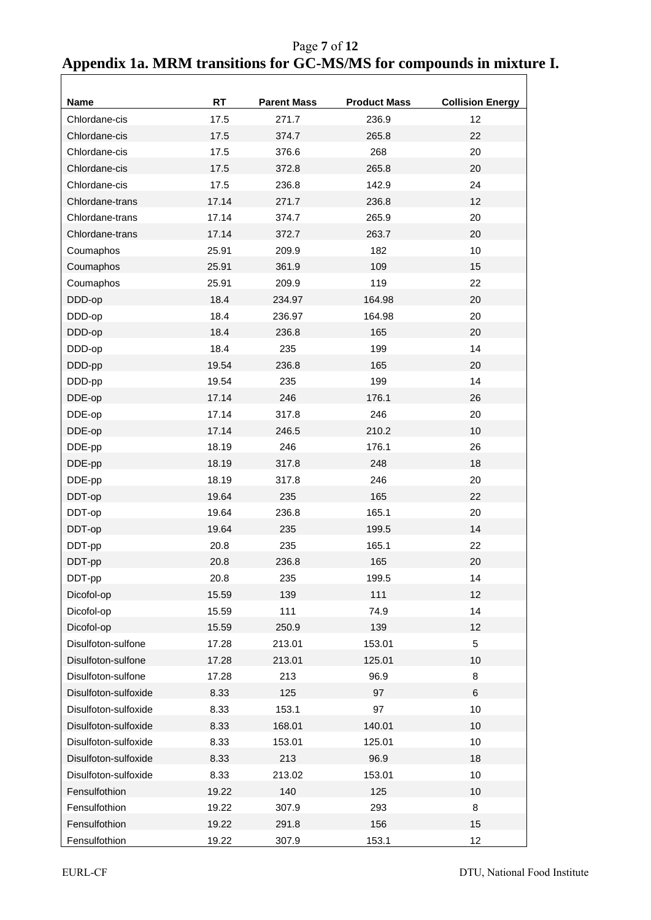# Appendix 1a. MRM transitions for GC-MS/MS for compounds in mixture I.

| Name | RT | Parent Mass | Product Mass | Collision Energy |
|---|---|---|---|---|
| Chlordane-cis | 17.5 | 271.7 | 236.9 | 12 |
| Chlordane-cis | 17.5 | 374.7 | 265.8 | 22 |
| Chlordane-cis | 17.5 | 376.6 | 268 | 20 |
| Chlordane-cis | 17.5 | 372.8 | 265.8 | 20 |
| Chlordane-cis | 17.5 | 236.8 | 142.9 | 24 |
| Chlordane-trans | 17.14 | 271.7 | 236.8 | 12 |
| Chlordane-trans | 17.14 | 374.7 | 265.9 | 20 |
| Chlordane-trans | 17.14 | 372.7 | 263.7 | 20 |
| Coumaphos | 25.91 | 209.9 | 182 | 10 |
| Coumaphos | 25.91 | 361.9 | 109 | 15 |
| Coumaphos | 25.91 | 209.9 | 119 | 22 |
| DDD-op | 18.4 | 234.97 | 164.98 | 20 |
| DDD-op | 18.4 | 236.97 | 164.98 | 20 |
| DDD-op | 18.4 | 236.8 | 165 | 20 |
| DDD-op | 18.4 | 235 | 199 | 14 |
| DDD-pp | 19.54 | 236.8 | 165 | 20 |
| DDD-pp | 19.54 | 235 | 199 | 14 |
| DDE-op | 17.14 | 246 | 176.1 | 26 |
| DDE-op | 17.14 | 317.8 | 246 | 20 |
| DDE-op | 17.14 | 246.5 | 210.2 | 10 |
| DDE-pp | 18.19 | 246 | 176.1 | 26 |
| DDE-pp | 18.19 | 317.8 | 248 | 18 |
| DDE-pp | 18.19 | 317.8 | 246 | 20 |
| DDT-op | 19.64 | 235 | 165 | 22 |
| DDT-op | 19.64 | 236.8 | 165.1 | 20 |
| DDT-op | 19.64 | 235 | 199.5 | 14 |
| DDT-pp | 20.8 | 235 | 165.1 | 22 |
| DDT-pp | 20.8 | 236.8 | 165 | 20 |
| DDT-pp | 20.8 | 235 | 199.5 | 14 |
| Dicofol-op | 15.59 | 139 | 111 | 12 |
| Dicofol-op | 15.59 | 111 | 74.9 | 14 |
| Dicofol-op | 15.59 | 250.9 | 139 | 12 |
| Disulfoton-sulfone | 17.28 | 213.01 | 153.01 | 5 |
| Disulfoton-sulfone | 17.28 | 213.01 | 125.01 | 10 |
| Disulfoton-sulfone | 17.28 | 213 | 96.9 | 8 |
| Disulfoton-sulfoxide | 8.33 | 125 | 97 | 6 |
| Disulfoton-sulfoxide | 8.33 | 153.1 | 97 | 10 |
| Disulfoton-sulfoxide | 8.33 | 168.01 | 140.01 | 10 |
| Disulfoton-sulfoxide | 8.33 | 153.01 | 125.01 | 10 |
| Disulfoton-sulfoxide | 8.33 | 213 | 96.9 | 18 |
| Disulfoton-sulfoxide | 8.33 | 213.02 | 153.01 | 10 |
| Fensulfothion | 19.22 | 140 | 125 | 10 |
| Fensulfothion | 19.22 | 307.9 | 293 | 8 |
| Fensulfothion | 19.22 | 291.8 | 156 | 15 |
| Fensulfothion | 19.22 | 307.9 | 153.1 | 12 |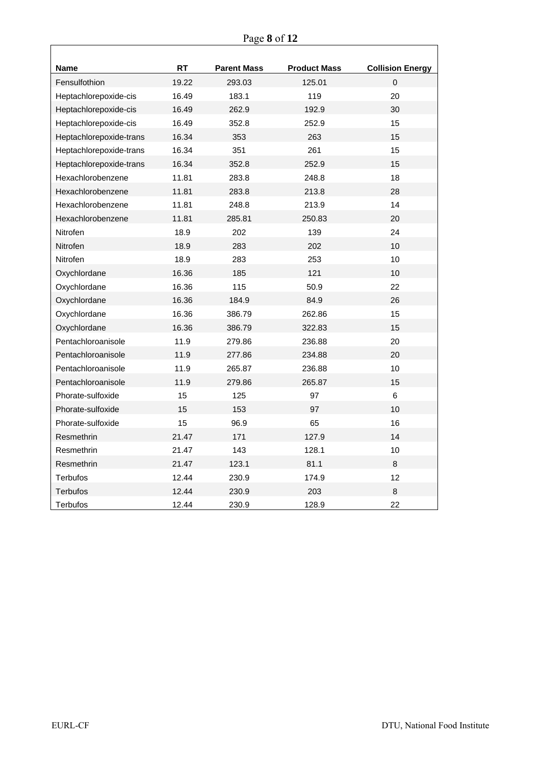| Name | RT | Parent Mass | Product Mass | Collision Energy |
|---|---|---|---|---|
| Fensulfothion | 19.22 | 293.03 | 125.01 | 0 |
| Heptachlorepoxide-cis | 16.49 | 183.1 | 119 | 20 |
| Heptachlorepoxide-cis | 16.49 | 262.9 | 192.9 | 30 |
| Heptachlorepoxide-cis | 16.49 | 352.8 | 252.9 | 15 |
| Heptachlorepoxide-trans | 16.34 | 353 | 263 | 15 |
| Heptachlorepoxide-trans | 16.34 | 351 | 261 | 15 |
| Heptachlorepoxide-trans | 16.34 | 352.8 | 252.9 | 15 |
| Hexachlorobenzene | 11.81 | 283.8 | 248.8 | 18 |
| Hexachlorobenzene | 11.81 | 283.8 | 213.8 | 28 |
| Hexachlorobenzene | 11.81 | 248.8 | 213.9 | 14 |
| Hexachlorobenzene | 11.81 | 285.81 | 250.83 | 20 |
| Nitrofen | 18.9 | 202 | 139 | 24 |
| Nitrofen | 18.9 | 283 | 202 | 10 |
| Nitrofen | 18.9 | 283 | 253 | 10 |
| Oxychlordane | 16.36 | 185 | 121 | 10 |
| Oxychlordane | 16.36 | 115 | 50.9 | 22 |
| Oxychlordane | 16.36 | 184.9 | 84.9 | 26 |
| Oxychlordane | 16.36 | 386.79 | 262.86 | 15 |
| Oxychlordane | 16.36 | 386.79 | 322.83 | 15 |
| Pentachloroanisole | 11.9 | 279.86 | 236.88 | 20 |
| Pentachloroanisole | 11.9 | 277.86 | 234.88 | 20 |
| Pentachloroanisole | 11.9 | 265.87 | 236.88 | 10 |
| Pentachloroanisole | 11.9 | 279.86 | 265.87 | 15 |
| Phorate-sulfoxide | 15 | 125 | 97 | 6 |
| Phorate-sulfoxide | 15 | 153 | 97 | 10 |
| Phorate-sulfoxide | 15 | 96.9 | 65 | 16 |
| Resmethrin | 21.47 | 171 | 127.9 | 14 |
| Resmethrin | 21.47 | 143 | 128.1 | 10 |
| Resmethrin | 21.47 | 123.1 | 81.1 | 8 |
| Terbufos | 12.44 | 230.9 | 174.9 | 12 |
| Terbufos | 12.44 | 230.9 | 203 | 8 |
| Terbufos | 12.44 | 230.9 | 128.9 | 22 |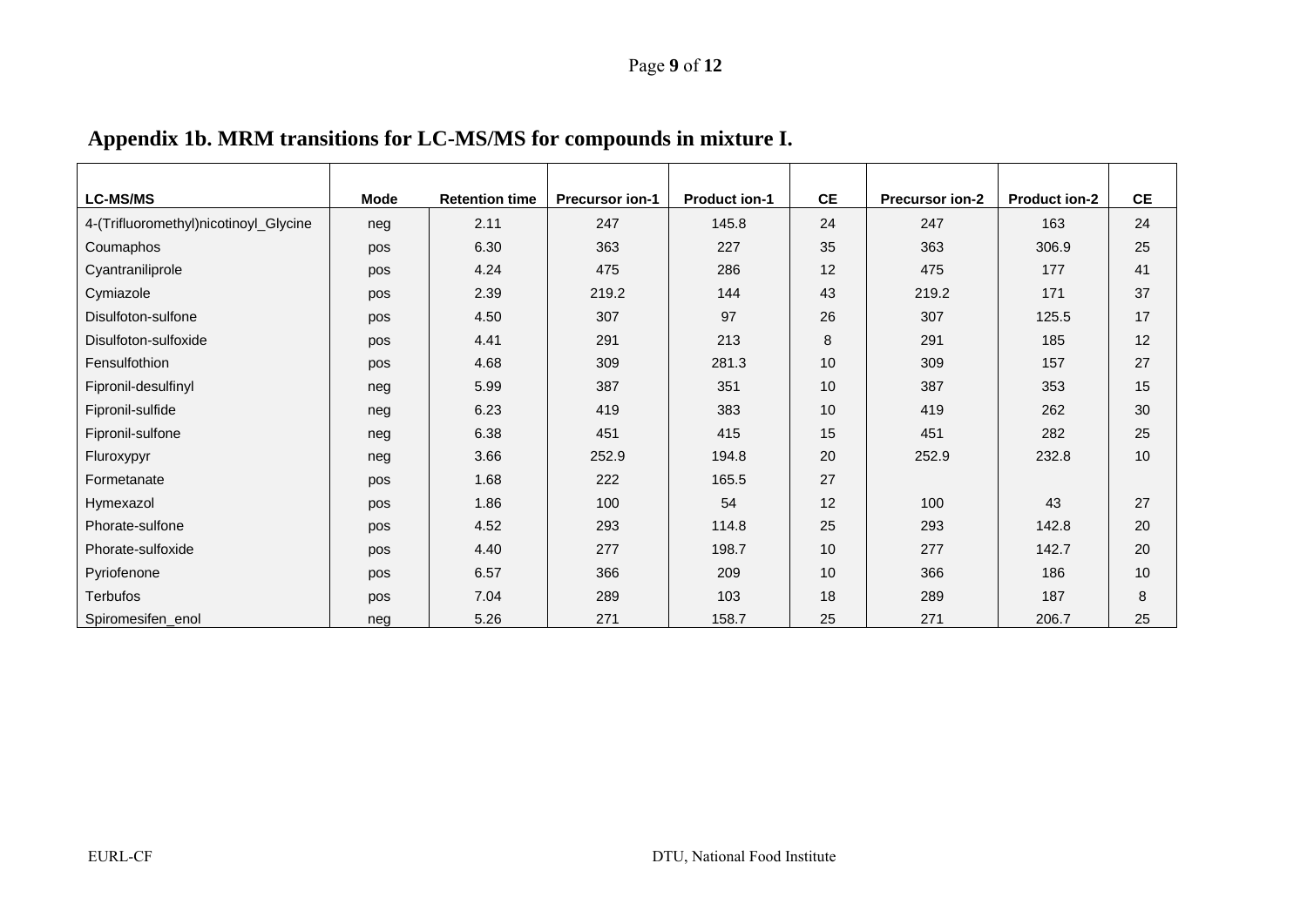## Appendix 1b. MRM transitions for LC-MS/MS for compounds in mixture I.

| LC-MS/MS | Mode | Retention time | Precursor ion-1 | Product ion-1 | CE | Precursor ion-2 | Product ion-2 | CE |
|---|---|---|---|---|---|---|---|---|
| 4-(Trifluoromethyl)nicotinoyl_Glycine | neg | 2.11 | 247 | 145.8 | 24 | 247 | 163 | 24 |
| Coumaphos | pos | 6.30 | 363 | 227 | 35 | 363 | 306.9 | 25 |
| Cyantraniliprole | pos | 4.24 | 475 | 286 | 12 | 475 | 177 | 41 |
| Cymiazole | pos | 2.39 | 219.2 | 144 | 43 | 219.2 | 171 | 37 |
| Disulfoton-sulfone | pos | 4.50 | 307 | 97 | 26 | 307 | 125.5 | 17 |
| Disulfoton-sulfoxide | pos | 4.41 | 291 | 213 | 8 | 291 | 185 | 12 |
| Fensulfothion | pos | 4.68 | 309 | 281.3 | 10 | 309 | 157 | 27 |
| Fipronil-desulfinyl | neg | 5.99 | 387 | 351 | 10 | 387 | 353 | 15 |
| Fipronil-sulfide | neg | 6.23 | 419 | 383 | 10 | 419 | 262 | 30 |
| Fipronil-sulfone | neg | 6.38 | 451 | 415 | 15 | 451 | 282 | 25 |
| Fluroxypyr | neg | 3.66 | 252.9 | 194.8 | 20 | 252.9 | 232.8 | 10 |
| Formetanate | pos | 1.68 | 222 | 165.5 | 27 | | | |
| Hymexazol | pos | 1.86 | 100 | 54 | 12 | 100 | 43 | 27 |
| Phorate-sulfone | pos | 4.52 | 293 | 114.8 | 25 | 293 | 142.8 | 20 |
| Phorate-sulfoxide | pos | 4.40 | 277 | 198.7 | 10 | 277 | 142.7 | 20 |
| Pyriofenone | pos | 6.57 | 366 | 209 | 10 | 366 | 186 | 10 |
| Terbufos | pos | 7.04 | 289 | 103 | 18 | 289 | 187 | 8 |
| Spiromesifen_enol | neg | 5.26 | 271 | 158.7 | 25 | 271 | 206.7 | 25 |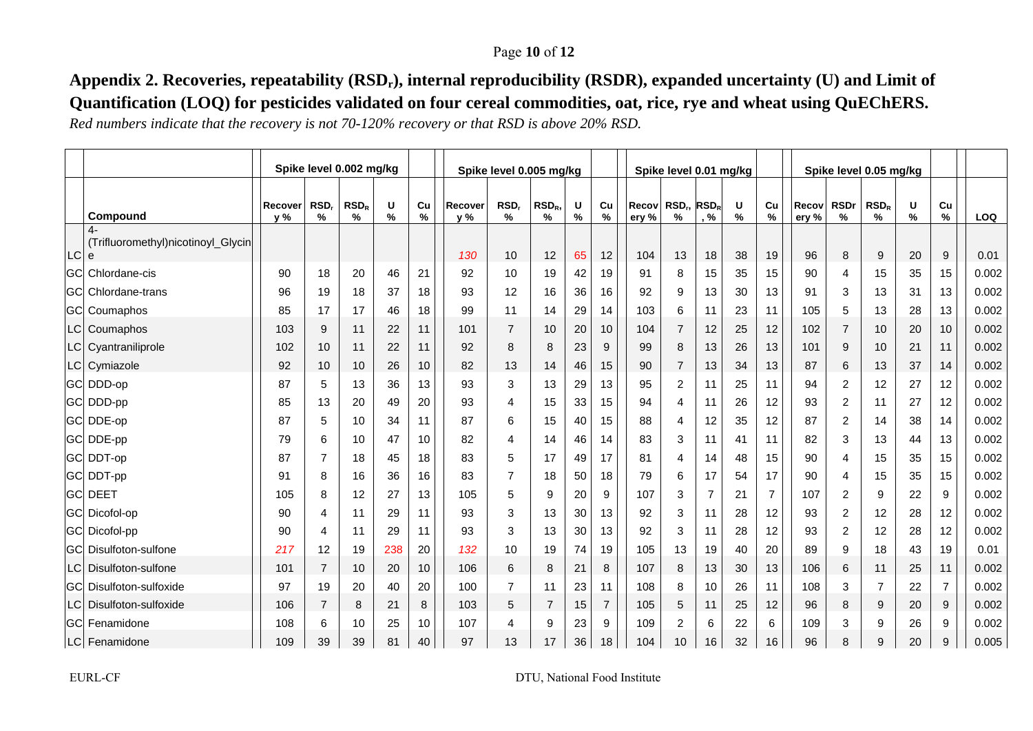# Appendix 2. Recoveries, repeatability ($RSD_r$), internal reproducibility (RSDR), expanded uncertainty (U) and Limit of Quantification (LOQ) for pesticides validated on four cereal commodities, oat, rice, rye and wheat using QuEChERS.

*Red numbers indicate that the recovery is not 70-120% recovery or that RSD is above 20% RSD.*

| | | Spike level 0.002 mg/kg | | | | | Spike level 0.005 mg/kg | | | | | Spike level 0.01 mg/kg | | | | | Spike level 0.05 mg/kg | | | | | |
|---|---|---|---|---|---|---|---|---|---|---|---|---|---|---|---|---|---|---|---|---|---|---|
| | Compound | Recovery % | $RSD_r$ % | $RSD_R$ % | U % | Cu % | Recovery % | $RSD_r$ % | $RSD_R$, % | U % | Cu % | Recovery % | $RSD_r$, % | $RSD_R$, % | U % | Cu % | Recovery % | RSDr % | $RSD_R$ % | U % | Cu % | LOQ |
| LC | 4-(Trifluoromethyl)nicotinoyl_Glycine | | | | | | *130* | 10 | 12 | 65 | 12 | 104 | 13 | 18 | 38 | 19 | 96 | 8 | 9 | 20 | 9 | 0.01 |
| GC | Chlordane-cis | 90 | 18 | 20 | 46 | 21 | 92 | 10 | 19 | 42 | 19 | 91 | 8 | 15 | 35 | 15 | 90 | 4 | 15 | 35 | 15 | 0.002 |
| GC | Chlordane-trans | 96 | 19 | 18 | 37 | 18 | 93 | 12 | 16 | 36 | 16 | 92 | 9 | 13 | 30 | 13 | 91 | 3 | 13 | 31 | 13 | 0.002 |
| GC | Coumaphos | 85 | 17 | 17 | 46 | 18 | 99 | 11 | 14 | 29 | 14 | 103 | 6 | 11 | 23 | 11 | 105 | 5 | 13 | 28 | 13 | 0.002 |
| LC | Coumaphos | 103 | 9 | 11 | 22 | 11 | 101 | 7 | 10 | 20 | 10 | 104 | 7 | 12 | 25 | 12 | 102 | 7 | 10 | 20 | 10 | 0.002 |
| LC | Cyantraniliprole | 102 | 10 | 11 | 22 | 11 | 92 | 8 | 8 | 23 | 9 | 99 | 8 | 13 | 26 | 13 | 101 | 9 | 10 | 21 | 11 | 0.002 |
| LC | Cymiazole | 92 | 10 | 10 | 26 | 10 | 82 | 13 | 14 | 46 | 15 | 90 | 7 | 13 | 34 | 13 | 87 | 6 | 13 | 37 | 14 | 0.002 |
| GC | DDD-op | 87 | 5 | 13 | 36 | 13 | 93 | 3 | 13 | 29 | 13 | 95 | 2 | 11 | 25 | 11 | 94 | 2 | 12 | 27 | 12 | 0.002 |
| GC | DDD-pp | 85 | 13 | 20 | 49 | 20 | 93 | 4 | 15 | 33 | 15 | 94 | 4 | 11 | 26 | 12 | 93 | 2 | 11 | 27 | 12 | 0.002 |
| GC | DDE-op | 87 | 5 | 10 | 34 | 11 | 87 | 6 | 15 | 40 | 15 | 88 | 4 | 12 | 35 | 12 | 87 | 2 | 14 | 38 | 14 | 0.002 |
| GC | DDE-pp | 79 | 6 | 10 | 47 | 10 | 82 | 4 | 14 | 46 | 14 | 83 | 3 | 11 | 41 | 11 | 82 | 3 | 13 | 44 | 13 | 0.002 |
| GC | DDT-op | 87 | 7 | 18 | 45 | 18 | 83 | 5 | 17 | 49 | 17 | 81 | 4 | 14 | 48 | 15 | 90 | 4 | 15 | 35 | 15 | 0.002 |
| GC | DDT-pp | 91 | 8 | 16 | 36 | 16 | 83 | 7 | 18 | 50 | 18 | 79 | 6 | 17 | 54 | 17 | 90 | 4 | 15 | 35 | 15 | 0.002 |
| GC | DEET | 105 | 8 | 12 | 27 | 13 | 105 | 5 | 9 | 20 | 9 | 107 | 3 | 7 | 21 | 7 | 107 | 2 | 9 | 22 | 9 | 0.002 |
| GC | Dicofol-op | 90 | 4 | 11 | 29 | 11 | 93 | 3 | 13 | 30 | 13 | 92 | 3 | 11 | 28 | 12 | 93 | 2 | 12 | 28 | 12 | 0.002 |
| GC | Dicofol-pp | 90 | 4 | 11 | 29 | 11 | 93 | 3 | 13 | 30 | 13 | 92 | 3 | 11 | 28 | 12 | 93 | 2 | 12 | 28 | 12 | 0.002 |
| GC | Disulfoton-sulfone | *217* | 12 | 19 | *238* | 20 | *132* | 10 | 19 | 74 | 19 | 105 | 13 | 19 | 40 | 20 | 89 | 9 | 18 | 43 | 19 | 0.01 |
| LC | Disulfoton-sulfone | 101 | 7 | 10 | 20 | 10 | 106 | 6 | 8 | 21 | 8 | 107 | 8 | 13 | 30 | 13 | 106 | 6 | 11 | 25 | 11 | 0.002 |
| GC | Disulfoton-sulfoxide | 97 | 19 | 20 | 40 | 20 | 100 | 7 | 11 | 23 | 11 | 108 | 8 | 10 | 26 | 11 | 108 | 3 | 7 | 22 | 7 | 0.002 |
| LC | Disulfoton-sulfoxide | 106 | 7 | 8 | 21 | 8 | 103 | 5 | 7 | 15 | 7 | 105 | 5 | 11 | 25 | 12 | 96 | 8 | 9 | 20 | 9 | 0.002 |
| GC | Fenamidone | 108 | 6 | 10 | 25 | 10 | 107 | 4 | 9 | 23 | 9 | 109 | 2 | 6 | 22 | 6 | 109 | 3 | 9 | 26 | 9 | 0.002 |
| LC | Fenamidone | 109 | 39 | 39 | 81 | 40 | 97 | 13 | 17 | 36 | 18 | 104 | 10 | 16 | 32 | 16 | 96 | 8 | 9 | 20 | 9 | 0.005 |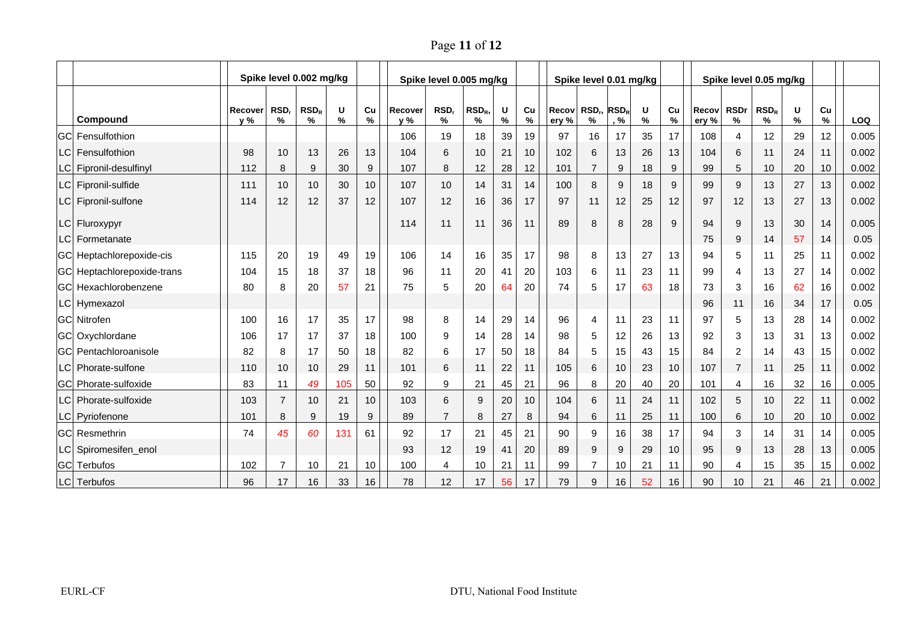| | Compound | Spike level 0.002 mg/kg | | | | | Spike level 0.005 mg/kg | | | | | Spike level 0.01 mg/kg | | | | | Spike level 0.05 mg/kg | | | | | LOQ |
|---|---|---|---|---|---|---|---|---|---|---|---|---|---|---|---|---|---|---|---|---|---|---|
| | | Recovery % | $RSD_r$ % | $RSD_R$ % | U % | Cu % | Recovery % | $RSD_r$ % | $RSD_R$, % | U % | Cu % | Recovery % | $RSD_r$, % | $RSD_R$, % | U % | Cu % | Recovery % | RSDr % | $RSD_R$ % | U % | Cu % | LOQ |
| GC | Fensulfothion | | | | | | 106 | 19 | 18 | 39 | 19 | 97 | 16 | 17 | 35 | 17 | 108 | 4 | 12 | 29 | 12 | 0.005 |
| LC | Fensulfothion | 98 | 10 | 13 | 26 | 13 | 104 | 6 | 10 | 21 | 10 | 102 | 6 | 13 | 26 | 13 | 104 | 6 | 11 | 24 | 11 | 0.002 |
| LC | Fipronil-desulfinyl | 112 | 8 | 9 | 30 | 9 | 107 | 8 | 12 | 28 | 12 | 101 | 7 | 9 | 18 | 9 | 99 | 5 | 10 | 20 | 10 | 0.002 |
| LC | Fipronil-sulfide | 111 | 10 | 10 | 30 | 10 | 107 | 10 | 14 | 31 | 14 | 100 | 8 | 9 | 18 | 9 | 99 | 9 | 13 | 27 | 13 | 0.002 |
| LC | Fipronil-sulfone | 114 | 12 | 12 | 37 | 12 | 107 | 12 | 16 | 36 | 17 | 97 | 11 | 12 | 25 | 12 | 97 | 12 | 13 | 27 | 13 | 0.002 |
| LC | Fluroxypyr | | | | | | 114 | 11 | 11 | 36 | 11 | 89 | 8 | 8 | 28 | 9 | 94 | 9 | 13 | 30 | 14 | 0.005 |
| LC | Formetanate | | | | | | | | | | | | | | | | 75 | 9 | 14 | 57 | 14 | 0.05 |
| GC | Heptachlorepoxide-cis | 115 | 20 | 19 | 49 | 19 | 106 | 14 | 16 | 35 | 17 | 98 | 8 | 13 | 27 | 13 | 94 | 5 | 11 | 25 | 11 | 0.002 |
| GC | Heptachlorepoxide-trans | 104 | 15 | 18 | 37 | 18 | 96 | 11 | 20 | 41 | 20 | 103 | 6 | 11 | 23 | 11 | 99 | 4 | 13 | 27 | 14 | 0.002 |
| GC | Hexachlorobenzene | 80 | 8 | 20 | 57 | 21 | 75 | 5 | 20 | 64 | 20 | 74 | 5 | 17 | 63 | 18 | 73 | 3 | 16 | 62 | 16 | 0.002 |
| LC | Hymexazol | | | | | | | | | | | | | | | | 96 | 11 | 16 | 34 | 17 | 0.05 |
| GC | Nitrofen | 100 | 16 | 17 | 35 | 17 | 98 | 8 | 14 | 29 | 14 | 96 | 4 | 11 | 23 | 11 | 97 | 5 | 13 | 28 | 14 | 0.002 |
| GC | Oxychlordane | 106 | 17 | 17 | 37 | 18 | 100 | 9 | 14 | 28 | 14 | 98 | 5 | 12 | 26 | 13 | 92 | 3 | 13 | 31 | 13 | 0.002 |
| GC | Pentachloroanisole | 82 | 8 | 17 | 50 | 18 | 82 | 6 | 17 | 50 | 18 | 84 | 5 | 15 | 43 | 15 | 84 | 2 | 14 | 43 | 15 | 0.002 |
| LC | Phorate-sulfone | 110 | 10 | 10 | 29 | 11 | 101 | 6 | 11 | 22 | 11 | 105 | 6 | 10 | 23 | 10 | 107 | 7 | 11 | 25 | 11 | 0.002 |
| GC | Phorate-sulfoxide | 83 | 11 | *49* | 105 | 50 | 92 | 9 | 21 | 45 | 21 | 96 | 8 | 20 | 40 | 20 | 101 | 4 | 16 | 32 | 16 | 0.005 |
| LC | Phorate-sulfoxide | 103 | 7 | 10 | 21 | 10 | 103 | 6 | 9 | 20 | 10 | 104 | 6 | 11 | 24 | 11 | 102 | 5 | 10 | 22 | 11 | 0.002 |
| LC | Pyriofenone | 101 | 8 | 9 | 19 | 9 | 89 | 7 | 8 | 27 | 8 | 94 | 6 | 11 | 25 | 11 | 100 | 6 | 10 | 20 | 10 | 0.002 |
| GC | Resmethrin | 74 | *45* | *60* | 131 | 61 | 92 | 17 | 21 | 45 | 21 | 90 | 9 | 16 | 38 | 17 | 94 | 3 | 14 | 31 | 14 | 0.005 |
| LC | Spiromesifen_enol | | | | | | 93 | 12 | 19 | 41 | 20 | 89 | 9 | 9 | 29 | 10 | 95 | 9 | 13 | 28 | 13 | 0.005 |
| GC | Terbufos | 102 | 7 | 10 | 21 | 10 | 100 | 4 | 10 | 21 | 11 | 99 | 7 | 10 | 21 | 11 | 90 | 4 | 15 | 35 | 15 | 0.002 |
| LC | Terbufos | 96 | 17 | 16 | 33 | 16 | 78 | 12 | 17 | 56 | 17 | 79 | 9 | 16 | 52 | 16 | 90 | 10 | 21 | 46 | 21 | 0.002 |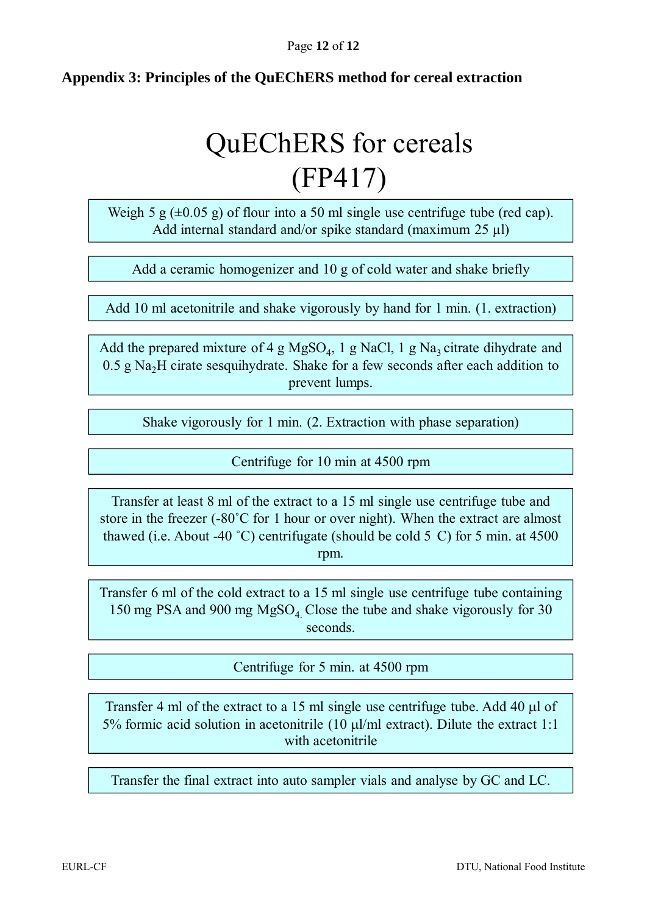**Appendix 3: Principles of the QuEChERS method for cereal extraction**

# QuEChERS for cereals (FP417)

Weigh 5 g (±0.05 g) of flour into a 50 ml single use centrifuge tube (red cap). Add internal standard and/or spike standard (maximum 25 µl)

Add a ceramic homogenizer and 10 g of cold water and shake briefly

Add 10 ml acetonitrile and shake vigorously by hand for 1 min. (1. extraction)

Add the prepared mixture of 4 g $MgSO_4$, 1 g NaCl, 1 g $Na_3$ citrate dihydrate and 0.5 g $Na_2$H cirate sesquihydrate. Shake for a few seconds after each addition to prevent lumps.

Shake vigorously for 1 min. (2. Extraction with phase separation)

Centrifuge for 10 min at 4500 rpm

Transfer at least 8 ml of the extract to a 15 ml single use centrifuge tube and store in the freezer (-80˚C for 1 hour or over night). When the extract are almost thawed (i.e. About -40 ˚C) centrifugate (should be cold 5 C) for 5 min. at 4500 rpm.

Transfer 6 ml of the cold extract to a 15 ml single use centrifuge tube containing 150 mg PSA and 900 mg $MgSO_4$. Close the tube and shake vigorously for 30 seconds.

Centrifuge for 5 min. at 4500 rpm

Transfer 4 ml of the extract to a 15 ml single use centrifuge tube. Add 40 µl of 5% formic acid solution in acetonitrile (10 µl/ml extract). Dilute the extract 1:1 with acetonitrile

Transfer the final extract into auto sampler vials and analyse by GC and LC.